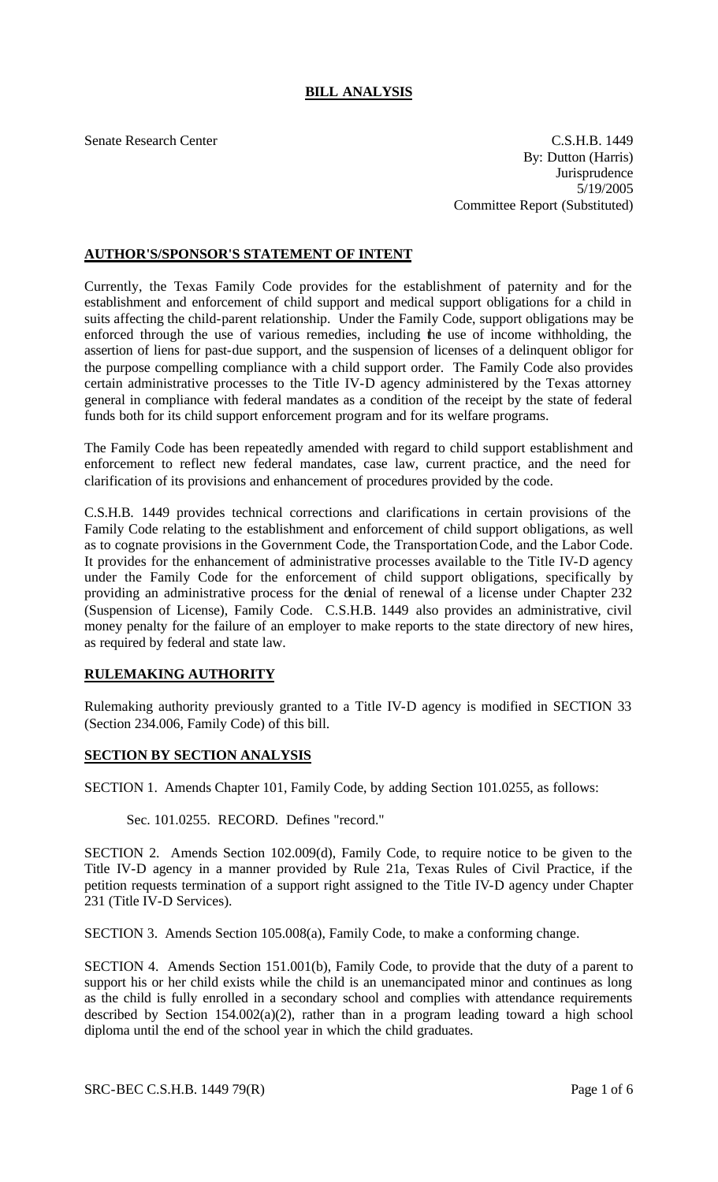# BILL ANALYSIS

Senate Research Center

C.S.H.B. 1449
By: Dutton (Harris)
Jurisprudence
5/19/2005
Committee Report (Substituted)

## AUTHOR'S/SPONSOR'S STATEMENT OF INTENT

Currently, the Texas Family Code provides for the establishment of paternity and for the establishment and enforcement of child support and medical support obligations for a child in suits affecting the child-parent relationship. Under the Family Code, support obligations may be enforced through the use of various remedies, including the use of income withholding, the assertion of liens for past-due support, and the suspension of licenses of a delinquent obligor for the purpose compelling compliance with a child support order. The Family Code also provides certain administrative processes to the Title IV-D agency administered by the Texas attorney general in compliance with federal mandates as a condition of the receipt by the state of federal funds both for its child support enforcement program and for its welfare programs.

The Family Code has been repeatedly amended with regard to child support establishment and enforcement to reflect new federal mandates, case law, current practice, and the need for clarification of its provisions and enhancement of procedures provided by the code.

C.S.H.B. 1449 provides technical corrections and clarifications in certain provisions of the Family Code relating to the establishment and enforcement of child support obligations, as well as to cognate provisions in the Government Code, the Transportation Code, and the Labor Code. It provides for the enhancement of administrative processes available to the Title IV-D agency under the Family Code for the enforcement of child support obligations, specifically by providing an administrative process for the denial of renewal of a license under Chapter 232 (Suspension of License), Family Code. C.S.H.B. 1449 also provides an administrative, civil money penalty for the failure of an employer to make reports to the state directory of new hires, as required by federal and state law.

## RULEMAKING AUTHORITY

Rulemaking authority previously granted to a Title IV-D agency is modified in SECTION 33 (Section 234.006, Family Code) of this bill.

## SECTION BY SECTION ANALYSIS

SECTION 1. Amends Chapter 101, Family Code, by adding Section 101.0255, as follows:

Sec. 101.0255. RECORD. Defines "record."

SECTION 2. Amends Section 102.009(d), Family Code, to require notice to be given to the Title IV-D agency in a manner provided by Rule 21a, Texas Rules of Civil Practice, if the petition requests termination of a support right assigned to the Title IV-D agency under Chapter 231 (Title IV-D Services).

SECTION 3. Amends Section 105.008(a), Family Code, to make a conforming change.

SECTION 4. Amends Section 151.001(b), Family Code, to provide that the duty of a parent to support his or her child exists while the child is an unemancipated minor and continues as long as the child is fully enrolled in a secondary school and complies with attendance requirements described by Section 154.002(a)(2), rather than in a program leading toward a high school diploma until the end of the school year in which the child graduates.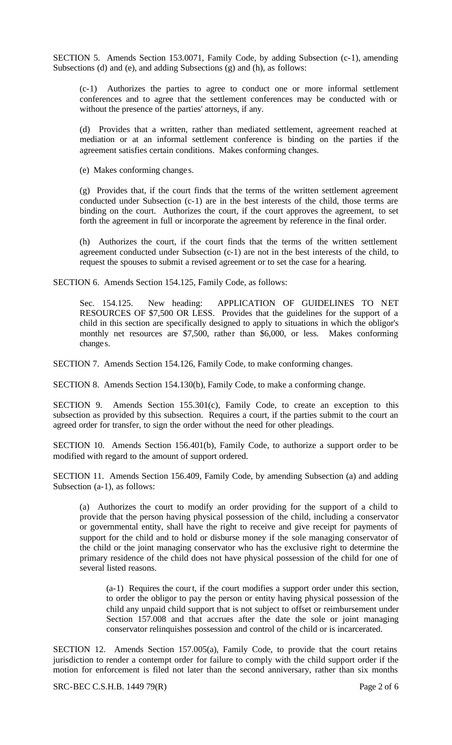SECTION 5. Amends Section 153.0071, Family Code, by adding Subsection (c-1), amending Subsections (d) and (e), and adding Subsections (g) and (h), as follows:

(c-1) Authorizes the parties to agree to conduct one or more informal settlement conferences and to agree that the settlement conferences may be conducted with or without the presence of the parties' attorneys, if any.

(d) Provides that a written, rather than mediated settlement, agreement reached at mediation or at an informal settlement conference is binding on the parties if the agreement satisfies certain conditions. Makes conforming changes.

(e) Makes conforming changes.

(g) Provides that, if the court finds that the terms of the written settlement agreement conducted under Subsection (c-1) are in the best interests of the child, those terms are binding on the court. Authorizes the court, if the court approves the agreement, to set forth the agreement in full or incorporate the agreement by reference in the final order.

(h) Authorizes the court, if the court finds that the terms of the written settlement agreement conducted under Subsection (c-1) are not in the best interests of the child, to request the spouses to submit a revised agreement or to set the case for a hearing.

SECTION 6. Amends Section 154.125, Family Code, as follows:

Sec. 154.125. New heading: APPLICATION OF GUIDELINES TO NET RESOURCES OF $7,500 OR LESS. Provides that the guidelines for the support of a child in this section are specifically designed to apply to situations in which the obligor's monthly net resources are $7,500, rather than $6,000, or less. Makes conforming changes.

SECTION 7. Amends Section 154.126, Family Code, to make conforming changes.

SECTION 8. Amends Section 154.130(b), Family Code, to make a conforming change.

SECTION 9. Amends Section 155.301(c), Family Code, to create an exception to this subsection as provided by this subsection. Requires a court, if the parties submit to the court an agreed order for transfer, to sign the order without the need for other pleadings.

SECTION 10. Amends Section 156.401(b), Family Code, to authorize a support order to be modified with regard to the amount of support ordered.

SECTION 11. Amends Section 156.409, Family Code, by amending Subsection (a) and adding Subsection (a-1), as follows:

(a) Authorizes the court to modify an order providing for the support of a child to provide that the person having physical possession of the child, including a conservator or governmental entity, shall have the right to receive and give receipt for payments of support for the child and to hold or disburse money if the sole managing conservator of the child or the joint managing conservator who has the exclusive right to determine the primary residence of the child does not have physical possession of the child for one of several listed reasons.

(a-1) Requires the court, if the court modifies a support order under this section, to order the obligor to pay the person or entity having physical possession of the child any unpaid child support that is not subject to offset or reimbursement under Section 157.008 and that accrues after the date the sole or joint managing conservator relinquishes possession and control of the child or is incarcerated.

SECTION 12. Amends Section 157.005(a), Family Code, to provide that the court retains jurisdiction to render a contempt order for failure to comply with the child support order if the motion for enforcement is filed not later than the second anniversary, rather than six months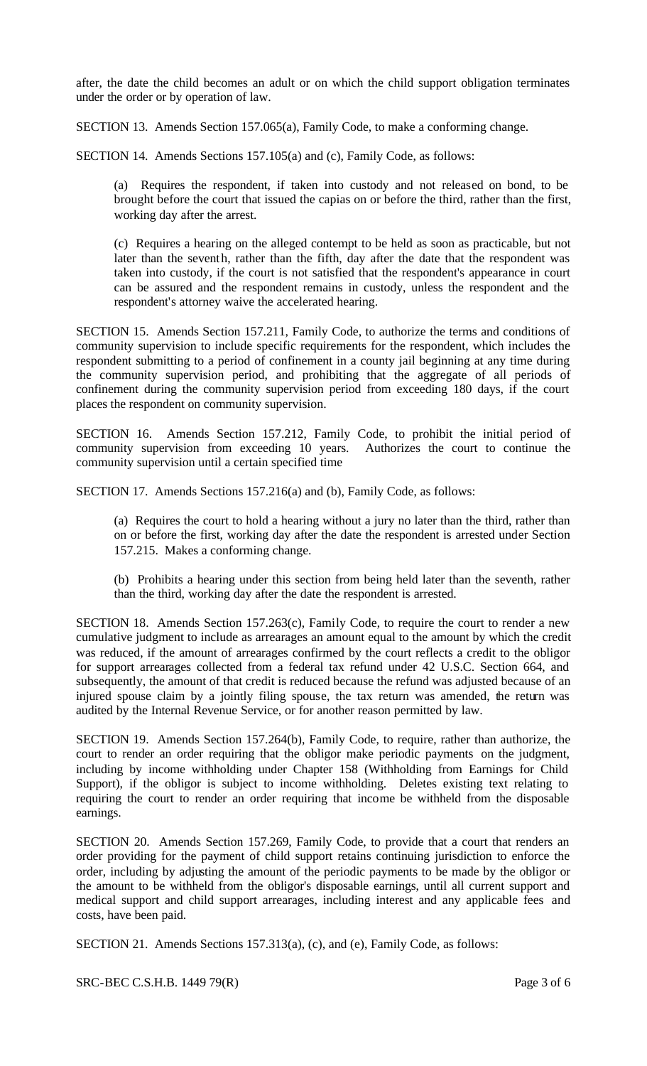after, the date the child becomes an adult or on which the child support obligation terminates under the order or by operation of law.

SECTION 13. Amends Section 157.065(a), Family Code, to make a conforming change.

SECTION 14. Amends Sections 157.105(a) and (c), Family Code, as follows:

> (a) Requires the respondent, if taken into custody and not released on bond, to be brought before the court that issued the capias on or before the third, rather than the first, working day after the arrest.
>
> (c) Requires a hearing on the alleged contempt to be held as soon as practicable, but not later than the seventh, rather than the fifth, day after the date that the respondent was taken into custody, if the court is not satisfied that the respondent's appearance in court can be assured and the respondent remains in custody, unless the respondent and the respondent's attorney waive the accelerated hearing.

SECTION 15. Amends Section 157.211, Family Code, to authorize the terms and conditions of community supervision to include specific requirements for the respondent, which includes the respondent submitting to a period of confinement in a county jail beginning at any time during the community supervision period, and prohibiting that the aggregate of all periods of confinement during the community supervision period from exceeding 180 days, if the court places the respondent on community supervision.

SECTION 16. Amends Section 157.212, Family Code, to prohibit the initial period of community supervision from exceeding 10 years. Authorizes the court to continue the community supervision until a certain specified time

SECTION 17. Amends Sections 157.216(a) and (b), Family Code, as follows:

> (a) Requires the court to hold a hearing without a jury no later than the third, rather than on or before the first, working day after the date the respondent is arrested under Section 157.215. Makes a conforming change.
>
> (b) Prohibits a hearing under this section from being held later than the seventh, rather than the third, working day after the date the respondent is arrested.

SECTION 18. Amends Section 157.263(c), Family Code, to require the court to render a new cumulative judgment to include as arrearages an amount equal to the amount by which the credit was reduced, if the amount of arrearages confirmed by the court reflects a credit to the obligor for support arrearages collected from a federal tax refund under 42 U.S.C. Section 664, and subsequently, the amount of that credit is reduced because the refund was adjusted because of an injured spouse claim by a jointly filing spouse, the tax return was amended, the return was audited by the Internal Revenue Service, or for another reason permitted by law.

SECTION 19. Amends Section 157.264(b), Family Code, to require, rather than authorize, the court to render an order requiring that the obligor make periodic payments on the judgment, including by income withholding under Chapter 158 (Withholding from Earnings for Child Support), if the obligor is subject to income withholding. Deletes existing text relating to requiring the court to render an order requiring that income be withheld from the disposable earnings.

SECTION 20. Amends Section 157.269, Family Code, to provide that a court that renders an order providing for the payment of child support retains continuing jurisdiction to enforce the order, including by adjusting the amount of the periodic payments to be made by the obligor or the amount to be withheld from the obligor's disposable earnings, until all current support and medical support and child support arrearages, including interest and any applicable fees and costs, have been paid.

SECTION 21. Amends Sections 157.313(a), (c), and (e), Family Code, as follows: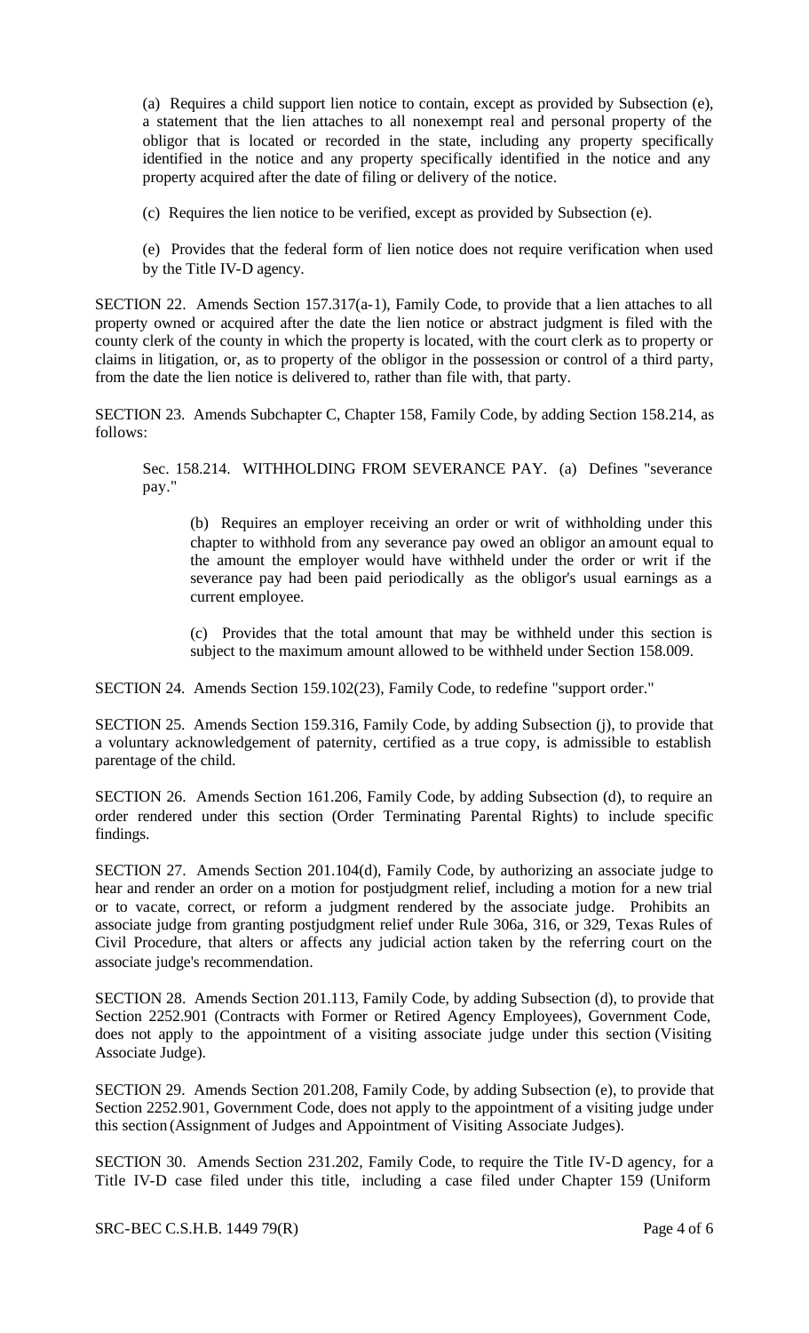(a) Requires a child support lien notice to contain, except as provided by Subsection (e), a statement that the lien attaches to all nonexempt real and personal property of the obligor that is located or recorded in the state, including any property specifically identified in the notice and any property specifically identified in the notice and any property acquired after the date of filing or delivery of the notice.

(c) Requires the lien notice to be verified, except as provided by Subsection (e).

(e) Provides that the federal form of lien notice does not require verification when used by the Title IV-D agency.

SECTION 22. Amends Section 157.317(a-1), Family Code, to provide that a lien attaches to all property owned or acquired after the date the lien notice or abstract judgment is filed with the county clerk of the county in which the property is located, with the court clerk as to property or claims in litigation, or, as to property of the obligor in the possession or control of a third party, from the date the lien notice is delivered to, rather than file with, that party.

SECTION 23. Amends Subchapter C, Chapter 158, Family Code, by adding Section 158.214, as follows:

Sec. 158.214. WITHHOLDING FROM SEVERANCE PAY. (a) Defines "severance pay."

(b) Requires an employer receiving an order or writ of withholding under this chapter to withhold from any severance pay owed an obligor an amount equal to the amount the employer would have withheld under the order or writ if the severance pay had been paid periodically as the obligor's usual earnings as a current employee.

(c) Provides that the total amount that may be withheld under this section is subject to the maximum amount allowed to be withheld under Section 158.009.

SECTION 24. Amends Section 159.102(23), Family Code, to redefine "support order."

SECTION 25. Amends Section 159.316, Family Code, by adding Subsection (j), to provide that a voluntary acknowledgement of paternity, certified as a true copy, is admissible to establish parentage of the child.

SECTION 26. Amends Section 161.206, Family Code, by adding Subsection (d), to require an order rendered under this section (Order Terminating Parental Rights) to include specific findings.

SECTION 27. Amends Section 201.104(d), Family Code, by authorizing an associate judge to hear and render an order on a motion for postjudgment relief, including a motion for a new trial or to vacate, correct, or reform a judgment rendered by the associate judge. Prohibits an associate judge from granting postjudgment relief under Rule 306a, 316, or 329, Texas Rules of Civil Procedure, that alters or affects any judicial action taken by the referring court on the associate judge's recommendation.

SECTION 28. Amends Section 201.113, Family Code, by adding Subsection (d), to provide that Section 2252.901 (Contracts with Former or Retired Agency Employees), Government Code, does not apply to the appointment of a visiting associate judge under this section (Visiting Associate Judge).

SECTION 29. Amends Section 201.208, Family Code, by adding Subsection (e), to provide that Section 2252.901, Government Code, does not apply to the appointment of a visiting judge under this section (Assignment of Judges and Appointment of Visiting Associate Judges).

SECTION 30. Amends Section 231.202, Family Code, to require the Title IV-D agency, for a Title IV-D case filed under this title, including a case filed under Chapter 159 (Uniform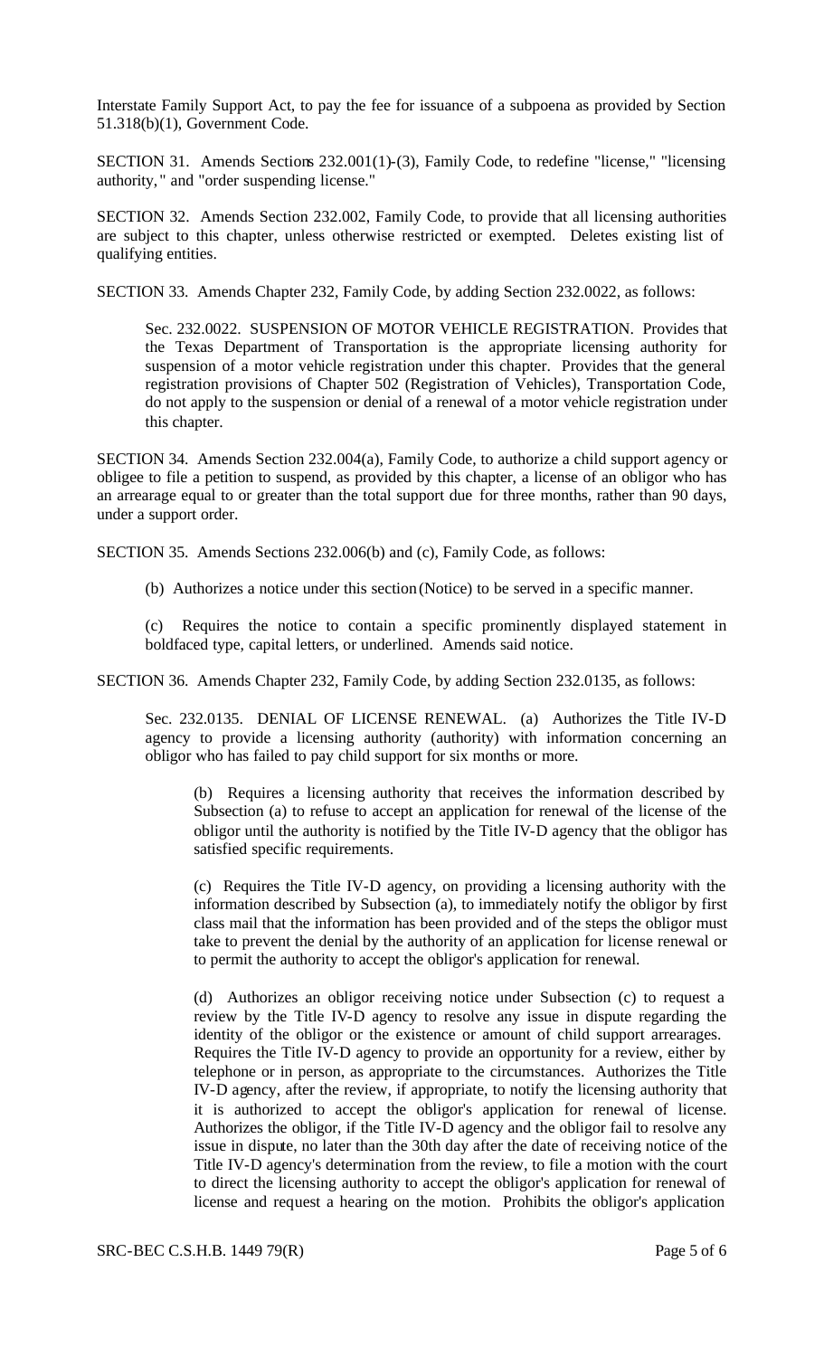Interstate Family Support Act, to pay the fee for issuance of a subpoena as provided by Section 51.318(b)(1), Government Code.

SECTION 31. Amends Sections 232.001(1)-(3), Family Code, to redefine "license," "licensing authority," and "order suspending license."

SECTION 32. Amends Section 232.002, Family Code, to provide that all licensing authorities are subject to this chapter, unless otherwise restricted or exempted. Deletes existing list of qualifying entities.

SECTION 33. Amends Chapter 232, Family Code, by adding Section 232.0022, as follows:

> Sec. 232.0022. SUSPENSION OF MOTOR VEHICLE REGISTRATION. Provides that the Texas Department of Transportation is the appropriate licensing authority for suspension of a motor vehicle registration under this chapter. Provides that the general registration provisions of Chapter 502 (Registration of Vehicles), Transportation Code, do not apply to the suspension or denial of a renewal of a motor vehicle registration under this chapter.

SECTION 34. Amends Section 232.004(a), Family Code, to authorize a child support agency or obligee to file a petition to suspend, as provided by this chapter, a license of an obligor who has an arrearage equal to or greater than the total support due for three months, rather than 90 days, under a support order.

SECTION 35. Amends Sections 232.006(b) and (c), Family Code, as follows:

> (b) Authorizes a notice under this section (Notice) to be served in a specific manner.
>
> (c) Requires the notice to contain a specific prominently displayed statement in boldfaced type, capital letters, or underlined. Amends said notice.

SECTION 36. Amends Chapter 232, Family Code, by adding Section 232.0135, as follows:

> Sec. 232.0135. DENIAL OF LICENSE RENEWAL. (a) Authorizes the Title IV-D agency to provide a licensing authority (authority) with information concerning an obligor who has failed to pay child support for six months or more.
>
> > (b) Requires a licensing authority that receives the information described by Subsection (a) to refuse to accept an application for renewal of the license of the obligor until the authority is notified by the Title IV-D agency that the obligor has satisfied specific requirements.
> >
> > (c) Requires the Title IV-D agency, on providing a licensing authority with the information described by Subsection (a), to immediately notify the obligor by first class mail that the information has been provided and of the steps the obligor must take to prevent the denial by the authority of an application for license renewal or to permit the authority to accept the obligor's application for renewal.
> >
> > (d) Authorizes an obligor receiving notice under Subsection (c) to request a review by the Title IV-D agency to resolve any issue in dispute regarding the identity of the obligor or the existence or amount of child support arrearages. Requires the Title IV-D agency to provide an opportunity for a review, either by telephone or in person, as appropriate to the circumstances. Authorizes the Title IV-D agency, after the review, if appropriate, to notify the licensing authority that it is authorized to accept the obligor's application for renewal of license. Authorizes the obligor, if the Title IV-D agency and the obligor fail to resolve any issue in dispute, no later than the 30th day after the date of receiving notice of the Title IV-D agency's determination from the review, to file a motion with the court to direct the licensing authority to accept the obligor's application for renewal of license and request a hearing on the motion. Prohibits the obligor's application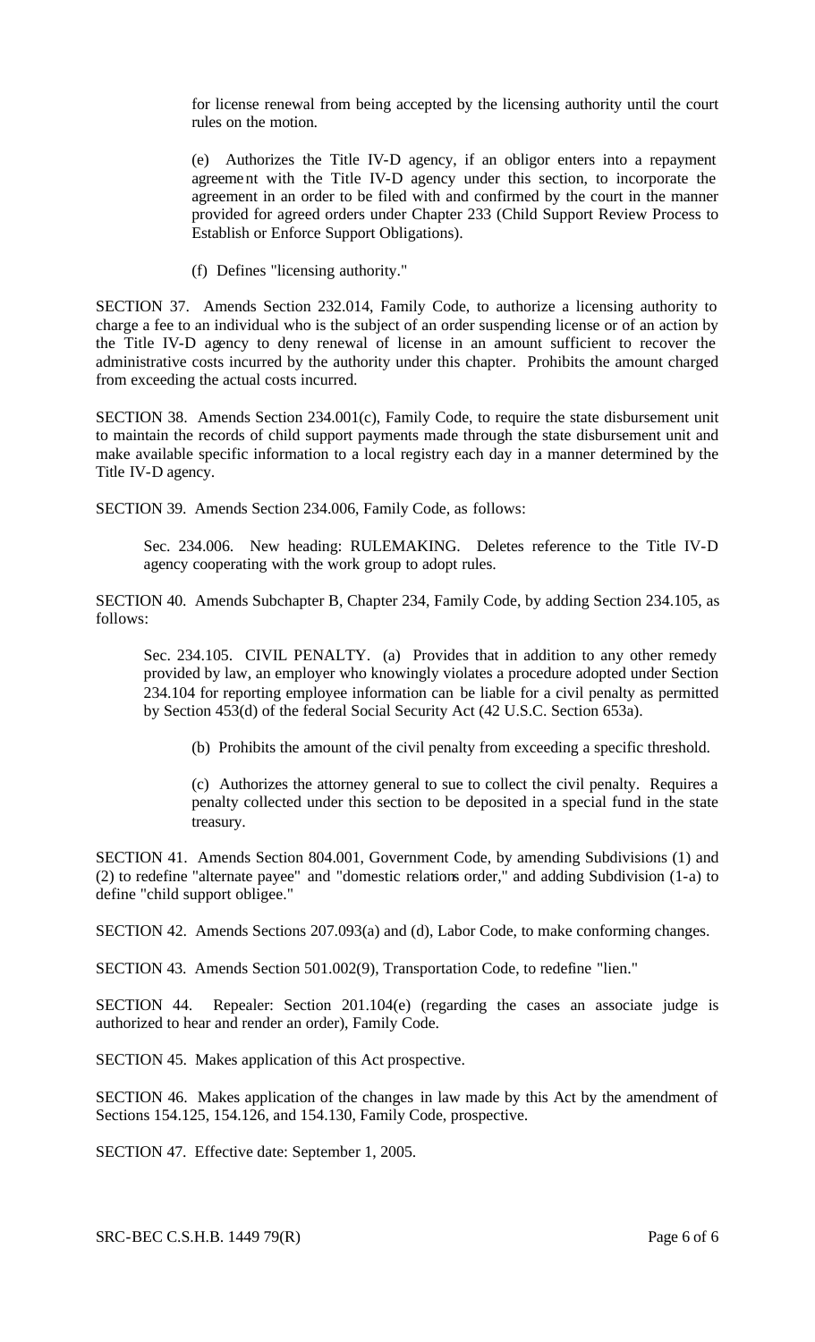for license renewal from being accepted by the licensing authority until the court rules on the motion.

(e) Authorizes the Title IV-D agency, if an obligor enters into a repayment agreement with the Title IV-D agency under this section, to incorporate the agreement in an order to be filed with and confirmed by the court in the manner provided for agreed orders under Chapter 233 (Child Support Review Process to Establish or Enforce Support Obligations).

(f) Defines "licensing authority."

SECTION 37. Amends Section 232.014, Family Code, to authorize a licensing authority to charge a fee to an individual who is the subject of an order suspending license or of an action by the Title IV-D agency to deny renewal of license in an amount sufficient to recover the administrative costs incurred by the authority under this chapter. Prohibits the amount charged from exceeding the actual costs incurred.

SECTION 38. Amends Section 234.001(c), Family Code, to require the state disbursement unit to maintain the records of child support payments made through the state disbursement unit and make available specific information to a local registry each day in a manner determined by the Title IV-D agency.

SECTION 39. Amends Section 234.006, Family Code, as follows:

Sec. 234.006. New heading: RULEMAKING. Deletes reference to the Title IV-D agency cooperating with the work group to adopt rules.

SECTION 40. Amends Subchapter B, Chapter 234, Family Code, by adding Section 234.105, as follows:

Sec. 234.105. CIVIL PENALTY. (a) Provides that in addition to any other remedy provided by law, an employer who knowingly violates a procedure adopted under Section 234.104 for reporting employee information can be liable for a civil penalty as permitted by Section 453(d) of the federal Social Security Act (42 U.S.C. Section 653a).

(b) Prohibits the amount of the civil penalty from exceeding a specific threshold.

(c) Authorizes the attorney general to sue to collect the civil penalty. Requires a penalty collected under this section to be deposited in a special fund in the state treasury.

SECTION 41. Amends Section 804.001, Government Code, by amending Subdivisions (1) and (2) to redefine "alternate payee" and "domestic relations order," and adding Subdivision (1-a) to define "child support obligee."

SECTION 42. Amends Sections 207.093(a) and (d), Labor Code, to make conforming changes.

SECTION 43. Amends Section 501.002(9), Transportation Code, to redefine "lien."

SECTION 44. Repealer: Section 201.104(e) (regarding the cases an associate judge is authorized to hear and render an order), Family Code.

SECTION 45. Makes application of this Act prospective.

SECTION 46. Makes application of the changes in law made by this Act by the amendment of Sections 154.125, 154.126, and 154.130, Family Code, prospective.

SECTION 47. Effective date: September 1, 2005.